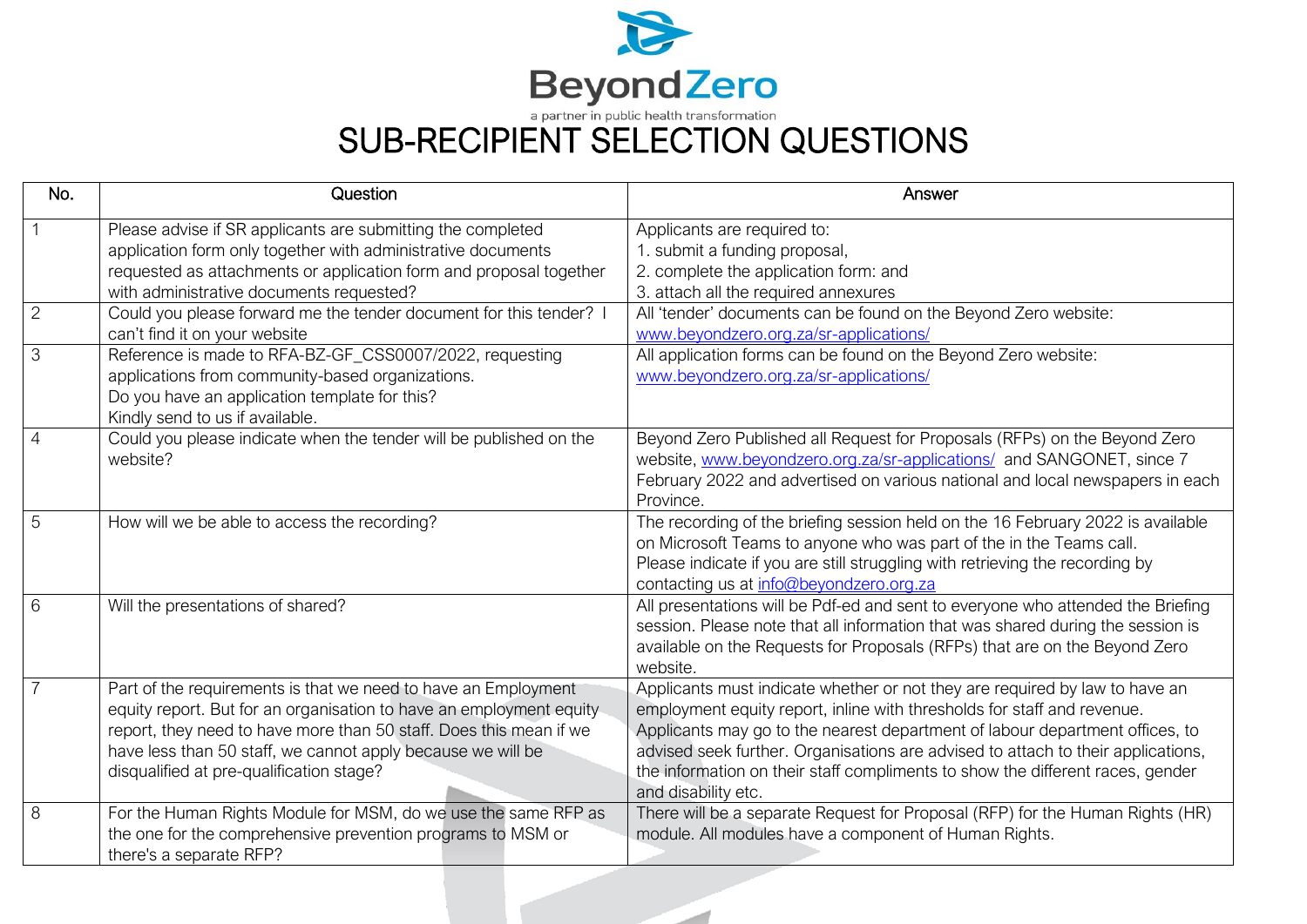BeyondZero

a partner in public health transformation

# SUB-RECIPIENT SELECTION QUESTIONS

| No. | Question | Answer |
|---|---|---|
| 1 | Please advise if SR applicants are submitting the completed application form only together with administrative documents requested as attachments or application form and proposal together with administrative documents requested? | Applicants are required to:<br>1. submit a funding proposal,<br>2. complete the application form: and<br>3. attach all the required annexures |
| 2 | Could you please forward me the tender document for this tender? I can't find it on your website | All 'tender' documents can be found on the Beyond Zero website: www.beyondzero.org.za/sr-applications/ |
| 3 | Reference is made to RFA-BZ-GF_CSS0007/2022, requesting applications from community-based organizations.<br>Do you have an application template for this?<br>Kindly send to us if available. | All application forms can be found on the Beyond Zero website: www.beyondzero.org.za/sr-applications/ |
| 4 | Could you please indicate when the tender will be published on the website? | Beyond Zero Published all Request for Proposals (RFPs) on the Beyond Zero website, www.beyondzero.org.za/sr-applications/ and SANGONET, since 7 February 2022 and advertised on various national and local newspapers in each Province. |
| 5 | How will we be able to access the recording? | The recording of the briefing session held on the 16 February 2022 is available on Microsoft Teams to anyone who was part of the in the Teams call.<br>Please indicate if you are still struggling with retrieving the recording by contacting us at info@beyondzero.org.za |
| 6 | Will the presentations of shared? | All presentations will be Pdf-ed and sent to everyone who attended the Briefing session. Please note that all information that was shared during the session is available on the Requests for Proposals (RFPs) that are on the Beyond Zero website. |
| 7 | Part of the requirements is that we need to have an Employment equity report. But for an organisation to have an employment equity report, they need to have more than 50 staff. Does this mean if we have less than 50 staff, we cannot apply because we will be disqualified at pre-qualification stage? | Applicants must indicate whether or not they are required by law to have an employment equity report, inline with thresholds for staff and revenue.<br>Applicants may go to the nearest department of labour department offices, to advised seek further. Organisations are advised to attach to their applications, the information on their staff compliments to show the different races, gender and disability etc. |
| 8 | For the Human Rights Module for MSM, do we use the same RFP as the one for the comprehensive prevention programs to MSM or there's a separate RFP? | There will be a separate Request for Proposal (RFP) for the Human Rights (HR) module. All modules have a component of Human Rights. |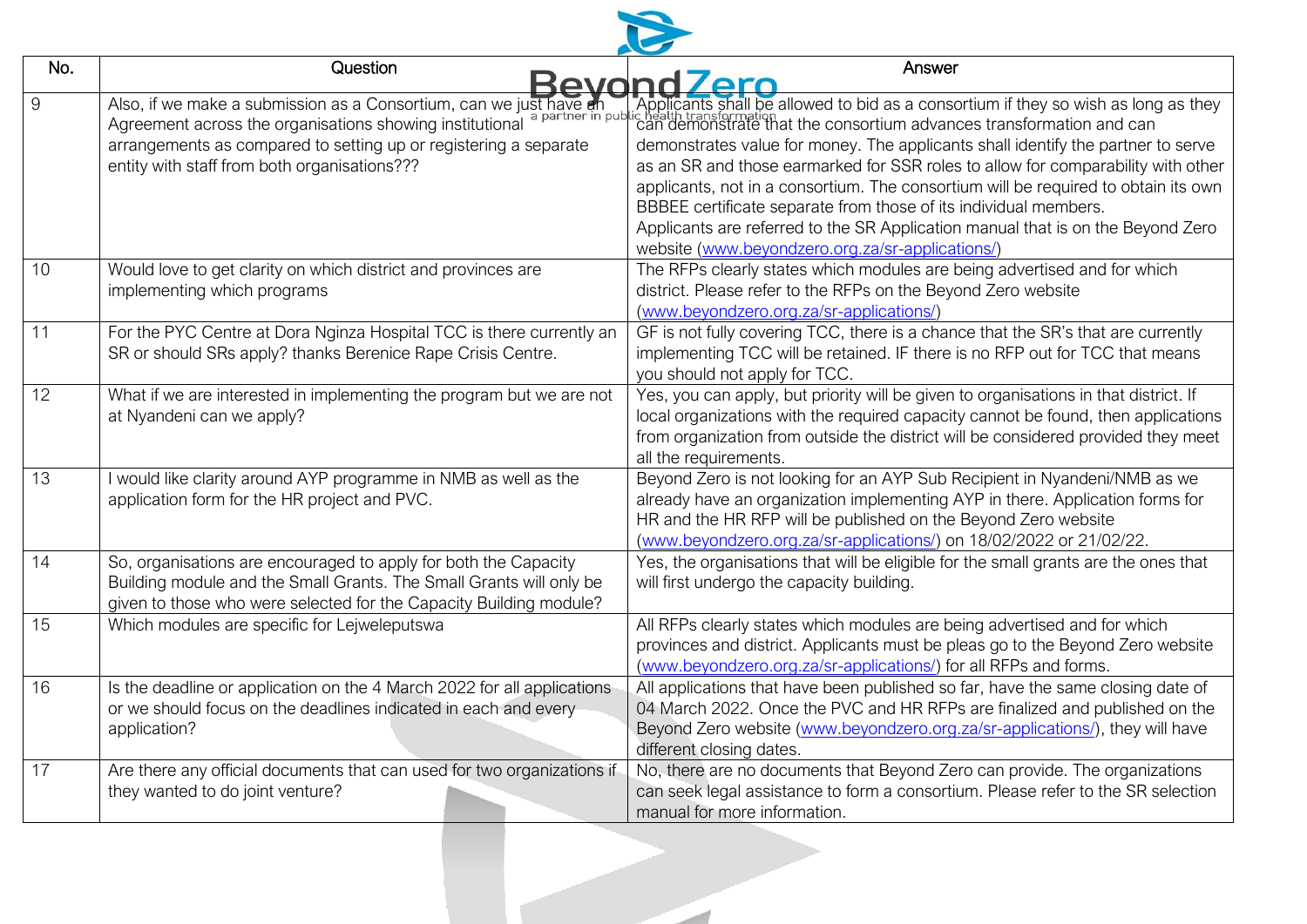| No. | Question | Answer |
|---|---|---|
| 9 | Also, if we make a submission as a Consortium, can we just have an Agreement across the organisations showing institutional arrangements as compared to setting up or registering a separate entity with staff from both organisations??? | Applicants shall be allowed to bid as a consortium if they so wish as long as they can demonstrate that the consortium advances transformation and can demonstrates value for money. The applicants shall identify the partner to serve as an SR and those earmarked for SSR roles to allow for comparability with other applicants, not in a consortium. The consortium will be required to obtain its own BBBEE certificate separate from those of its individual members. Applicants are referred to the SR Application manual that is on the Beyond Zero website (www.beyondzero.org.za/sr-applications/) |
| 10 | Would love to get clarity on which district and provinces are implementing which programs | The RFPs clearly states which modules are being advertised and for which district. Please refer to the RFPs on the Beyond Zero website (www.beyondzero.org.za/sr-applications/) |
| 11 | For the PYC Centre at Dora Nginza Hospital TCC is there currently an SR or should SRs apply? thanks Berenice Rape Crisis Centre. | GF is not fully covering TCC, there is a chance that the SR's that are currently implementing TCC will be retained. IF there is no RFP out for TCC that means you should not apply for TCC. |
| 12 | What if we are interested in implementing the program but we are not at Nyandeni can we apply? | Yes, you can apply, but priority will be given to organisations in that district. If local organizations with the required capacity cannot be found, then applications from organization from outside the district will be considered provided they meet all the requirements. |
| 13 | I would like clarity around AYP programme in NMB as well as the application form for the HR project and PVC. | Beyond Zero is not looking for an AYP Sub Recipient in Nyandeni/NMB as we already have an organization implementing AYP in there. Application forms for HR and the HR RFP will be published on the Beyond Zero website (www.beyondzero.org.za/sr-applications/) on 18/02/2022 or 21/02/22. |
| 14 | So, organisations are encouraged to apply for both the Capacity Building module and the Small Grants. The Small Grants will only be given to those who were selected for the Capacity Building module? | Yes, the organisations that will be eligible for the small grants are the ones that will first undergo the capacity building. |
| 15 | Which modules are specific for Lejweleputswa | All RFPs clearly states which modules are being advertised and for which provinces and district. Applicants must be pleas go to the Beyond Zero website (www.beyondzero.org.za/sr-applications/) for all RFPs and forms. |
| 16 | Is the deadline or application on the 4 March 2022 for all applications or we should focus on the deadlines indicated in each and every application? | All applications that have been published so far, have the same closing date of 04 March 2022. Once the PVC and HR RFPs are finalized and published on the Beyond Zero website (www.beyondzero.org.za/sr-applications/), they will have different closing dates. |
| 17 | Are there any official documents that can used for two organizations if they wanted to do joint venture? | No, there are no documents that Beyond Zero can provide. The organizations can seek legal assistance to form a consortium. Please refer to the SR selection manual for more information. |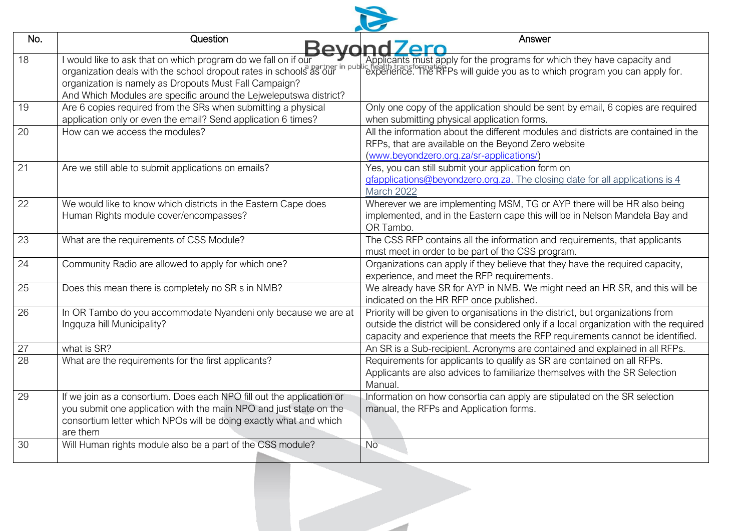| No. | Question | Answer |
|---|---|---|
| 18 | I would like to ask that on which program do we fall on if our organization deals with the school dropout rates in schools as our organization is namely as Dropouts Must Fall Campaign? And Which Modules are specific around the Lejweleputswa district? | Applicants must apply for the programs for which they have capacity and experience. The RFPs will guide you as to which program you can apply for. |
| 19 | Are 6 copies required from the SRs when submitting a physical application only or even the email? Send application 6 times? | Only one copy of the application should be sent by email, 6 copies are required when submitting physical application forms. |
| 20 | How can we access the modules? | All the information about the different modules and districts are contained in the RFPs, that are available on the Beyond Zero website (www.beyondzero.org.za/sr-applications/) |
| 21 | Are we still able to submit applications on emails? | Yes, you can still submit your application form on gfapplications@beyondzero.org.za. The closing date for all applications is 4 March 2022 |
| 22 | We would like to know which districts in the Eastern Cape does Human Rights module cover/encompasses? | Wherever we are implementing MSM, TG or AYP there will be HR also being implemented, and in the Eastern cape this will be in Nelson Mandela Bay and OR Tambo. |
| 23 | What are the requirements of CSS Module? | The CSS RFP contains all the information and requirements, that applicants must meet in order to be part of the CSS program. |
| 24 | Community Radio are allowed to apply for which one? | Organizations can apply if they believe that they have the required capacity, experience, and meet the RFP requirements. |
| 25 | Does this mean there is completely no SR s in NMB? | We already have SR for AYP in NMB. We might need an HR SR, and this will be indicated on the HR RFP once published. |
| 26 | In OR Tambo do you accommodate Nyandeni only because we are at Ingquza hill Municipality? | Priority will be given to organisations in the district, but organizations from outside the district will be considered only if a local organization with the required capacity and experience that meets the RFP requirements cannot be identified. |
| 27 | what is SR? | An SR is a Sub-recipient. Acronyms are contained and explained in all RFPs. |
| 28 | What are the requirements for the first applicants? | Requirements for applicants to qualify as SR are contained on all RFPs. Applicants are also advices to familiarize themselves with the SR Selection Manual. |
| 29 | If we join as a consortium. Does each NPO fill out the application or you submit one application with the main NPO and just state on the consortium letter which NPOs will be doing exactly what and which are them | Information on how consortia can apply are stipulated on the SR selection manual, the RFPs and Application forms. |
| 30 | Will Human rights module also be a part of the CSS module? | No |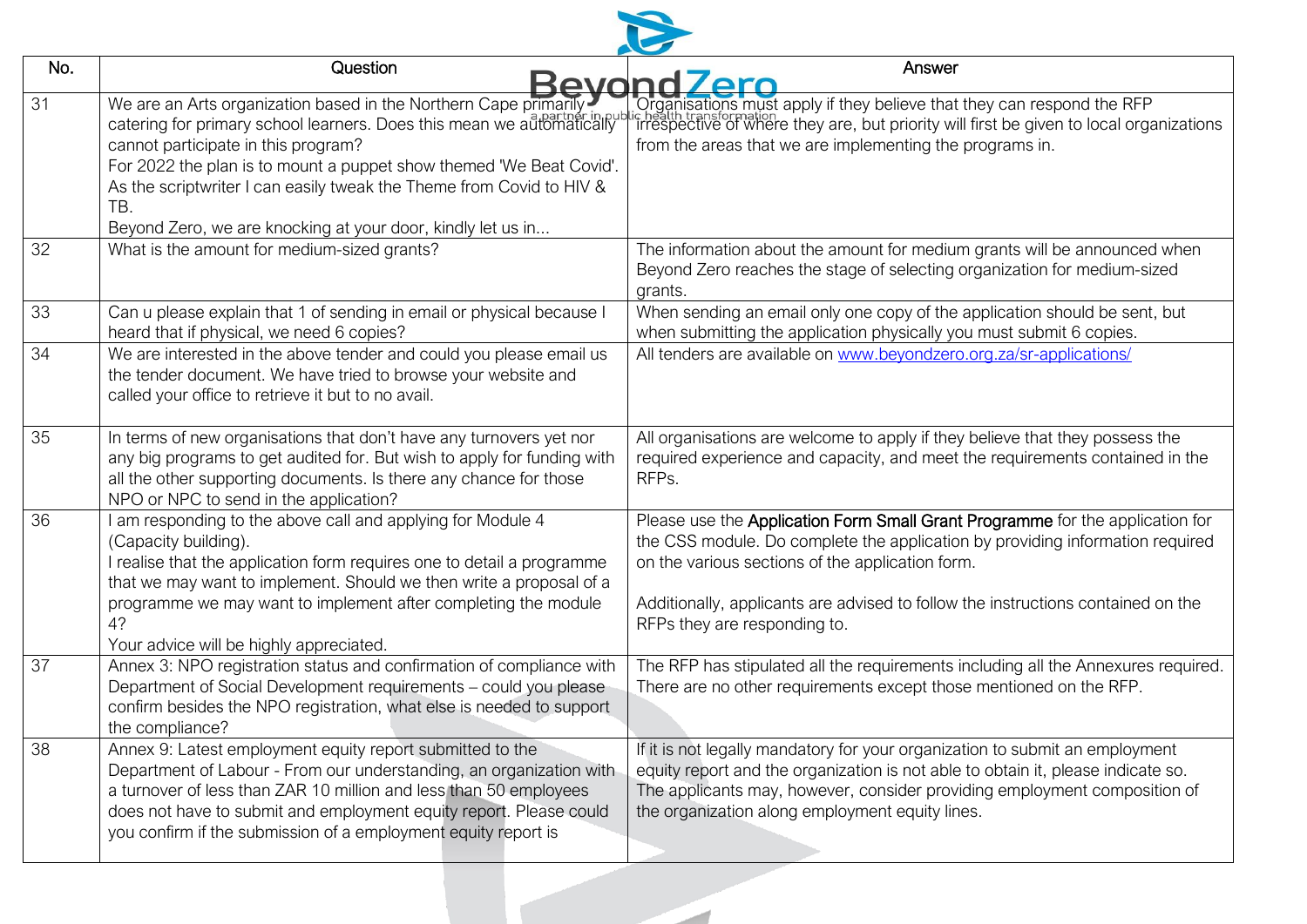| No. | Question | Answer |
|---|---|---|
| 31 | We are an Arts organization based in the Northern Cape primarily catering for primary school learners. Does this mean we automatically cannot participate in this program?<br>For 2022 the plan is to mount a puppet show themed 'We Beat Covid'. As the scriptwriter I can easily tweak the Theme from Covid to HIV & TB.<br>Beyond Zero, we are knocking at your door, kindly let us in... | Organisations must apply if they believe that they can respond the RFP irrespective of where they are, but priority will first be given to local organizations from the areas that we are implementing the programs in. |
| 32 | What is the amount for medium-sized grants? | The information about the amount for medium grants will be announced when Beyond Zero reaches the stage of selecting organization for medium-sized grants. |
| 33 | Can u please explain that 1 of sending in email or physical because I heard that if physical, we need 6 copies? | When sending an email only one copy of the application should be sent, but when submitting the application physically you must submit 6 copies. |
| 34 | We are interested in the above tender and could you please email us the tender document. We have tried to browse your website and called your office to retrieve it but to no avail. | All tenders are available on www.beyondzero.org.za/sr-applications/ |
| 35 | In terms of new organisations that don't have any turnovers yet nor any big programs to get audited for. But wish to apply for funding with all the other supporting documents. Is there any chance for those NPO or NPC to send in the application? | All organisations are welcome to apply if they believe that they possess the required experience and capacity, and meet the requirements contained in the RFPs. |
| 36 | I am responding to the above call and applying for Module 4 (Capacity building).<br>I realise that the application form requires one to detail a programme that we may want to implement. Should we then write a proposal of a programme we may want to implement after completing the module 4?<br>Your advice will be highly appreciated. | Please use the **Application Form Small Grant Programme** for the application for the CSS module. Do complete the application by providing information required on the various sections of the application form.<br><br>Additionally, applicants are advised to follow the instructions contained on the RFPs they are responding to. |
| 37 | Annex 3: NPO registration status and confirmation of compliance with Department of Social Development requirements – could you please confirm besides the NPO registration, what else is needed to support the compliance? | The RFP has stipulated all the requirements including all the Annexures required. There are no other requirements except those mentioned on the RFP. |
| 38 | Annex 9: Latest employment equity report submitted to the Department of Labour - From our understanding, an organization with a turnover of less than ZAR 10 million and less than 50 employees does not have to submit and employment equity report. Please could you confirm if the submission of a employment equity report is | If it is not legally mandatory for your organization to submit an employment equity report and the organization is not able to obtain it, please indicate so. The applicants may, however, consider providing employment composition of the organization along employment equity lines. |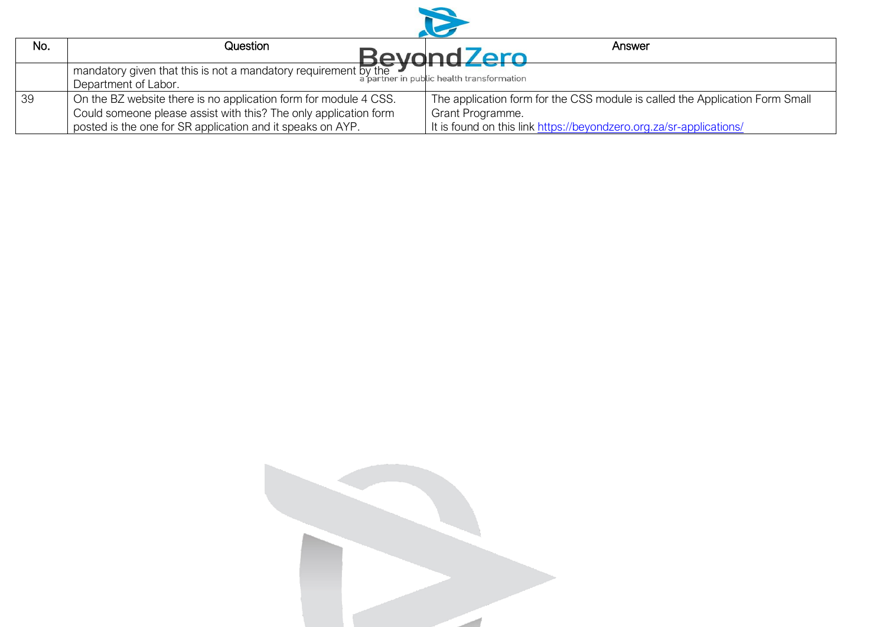| No. | Question | Answer |
| --- | --- | --- |
| | mandatory given that this is not a mandatory requirement by the Department of Labor. | |
| 39 | On the BZ website there is no application form for module 4 CSS. Could someone please assist with this? The only application form posted is the one for SR application and it speaks on AYP. | The application form for the CSS module is called the Application Form Small Grant Programme.<br>It is found on this link https://beyondzero.org.za/sr-applications/ |